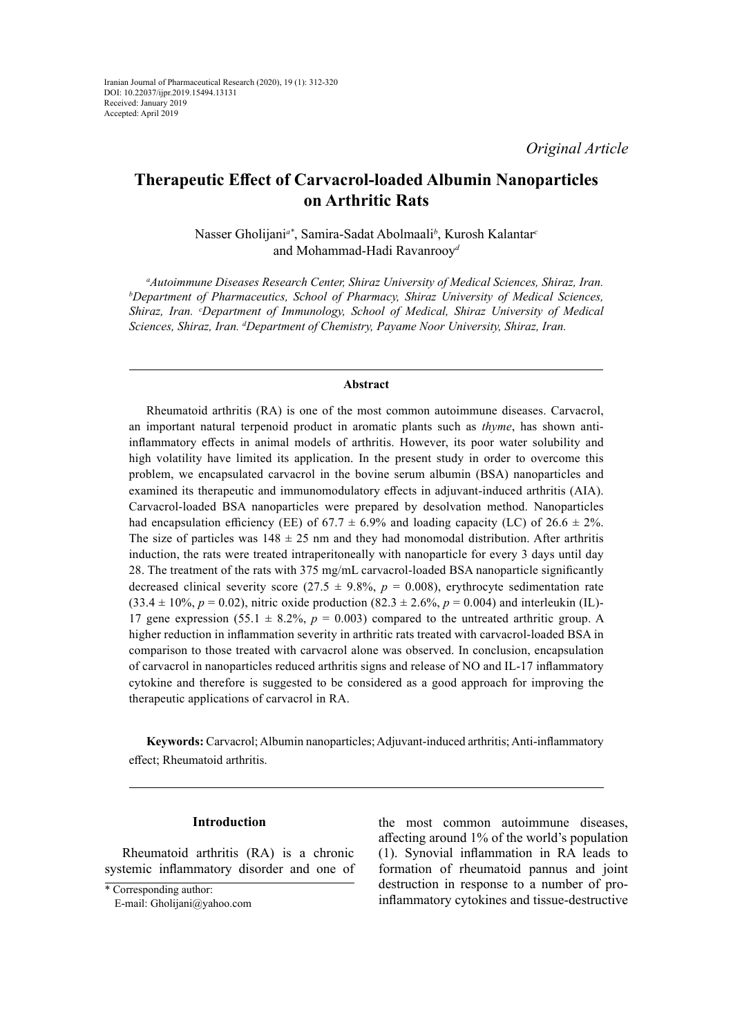Iranian Journal of Pharmaceutical Research (2020), 19 (1): 312-320
DOI: 10.22037/ijpr.2019.15494.13131
Received: January 2019
Accepted: April 2019

*Original Article*

# Therapeutic Effect of Carvacrol-loaded Albumin Nanoparticles on Arthritic Rats

Nasser Gholijani[a*], Samira-Sadat Abolmaali[b], Kurosh Kalantar[c] and Mohammad-Hadi Ravanrooy[d]

[a]*Autoimmune Diseases Research Center, Shiraz University of Medical Sciences, Shiraz, Iran.* [b]*Department of Pharmaceutics, School of Pharmacy, Shiraz University of Medical Sciences, Shiraz, Iran.* [c]*Department of Immunology, School of Medical, Shiraz University of Medical Sciences, Shiraz, Iran.* [d]*Department of Chemistry, Payame Noor University, Shiraz, Iran.*

## Abstract

Rheumatoid arthritis (RA) is one of the most common autoimmune diseases. Carvacrol, an important natural terpenoid product in aromatic plants such as *thyme*, has shown anti-inflammatory effects in animal models of arthritis. However, its poor water solubility and high volatility have limited its application. In the present study in order to overcome this problem, we encapsulated carvacrol in the bovine serum albumin (BSA) nanoparticles and examined its therapeutic and immunomodulatory effects in adjuvant-induced arthritis (AIA). Carvacrol-loaded BSA nanoparticles were prepared by desolvation method. Nanoparticles had encapsulation efficiency (EE) of 67.7 ± 6.9% and loading capacity (LC) of 26.6 ± 2%. The size of particles was 148 ± 25 nm and they had monomodal distribution. After arthritis induction, the rats were treated intraperitoneally with nanoparticle for every 3 days until day 28. The treatment of the rats with 375 mg/mL carvacrol-loaded BSA nanoparticle significantly decreased clinical severity score (27.5 ± 9.8%, $p = 0.008$), erythrocyte sedimentation rate (33.4 ± 10%, $p = 0.02$), nitric oxide production (82.3 ± 2.6%, $p = 0.004$) and interleukin (IL)-17 gene expression (55.1 ± 8.2%, $p = 0.003$) compared to the untreated arthritic group. A higher reduction in inflammation severity in arthritic rats treated with carvacrol-loaded BSA in comparison to those treated with carvacrol alone was observed. In conclusion, encapsulation of carvacrol in nanoparticles reduced arthritis signs and release of NO and IL-17 inflammatory cytokine and therefore is suggested to be considered as a good approach for improving the therapeutic applications of carvacrol in RA.

**Keywords:** Carvacrol; Albumin nanoparticles; Adjuvant-induced arthritis; Anti-inflammatory effect; Rheumatoid arthritis.

## Introduction

Rheumatoid arthritis (RA) is a chronic systemic inflammatory disorder and one of the most common autoimmune diseases, affecting around 1% of the world's population (1). Synovial inflammation in RA leads to formation of rheumatoid pannus and joint destruction in response to a number of pro-inflammatory cytokines and tissue-destructive

\* Corresponding author:
E-mail: Gholijani@yahoo.com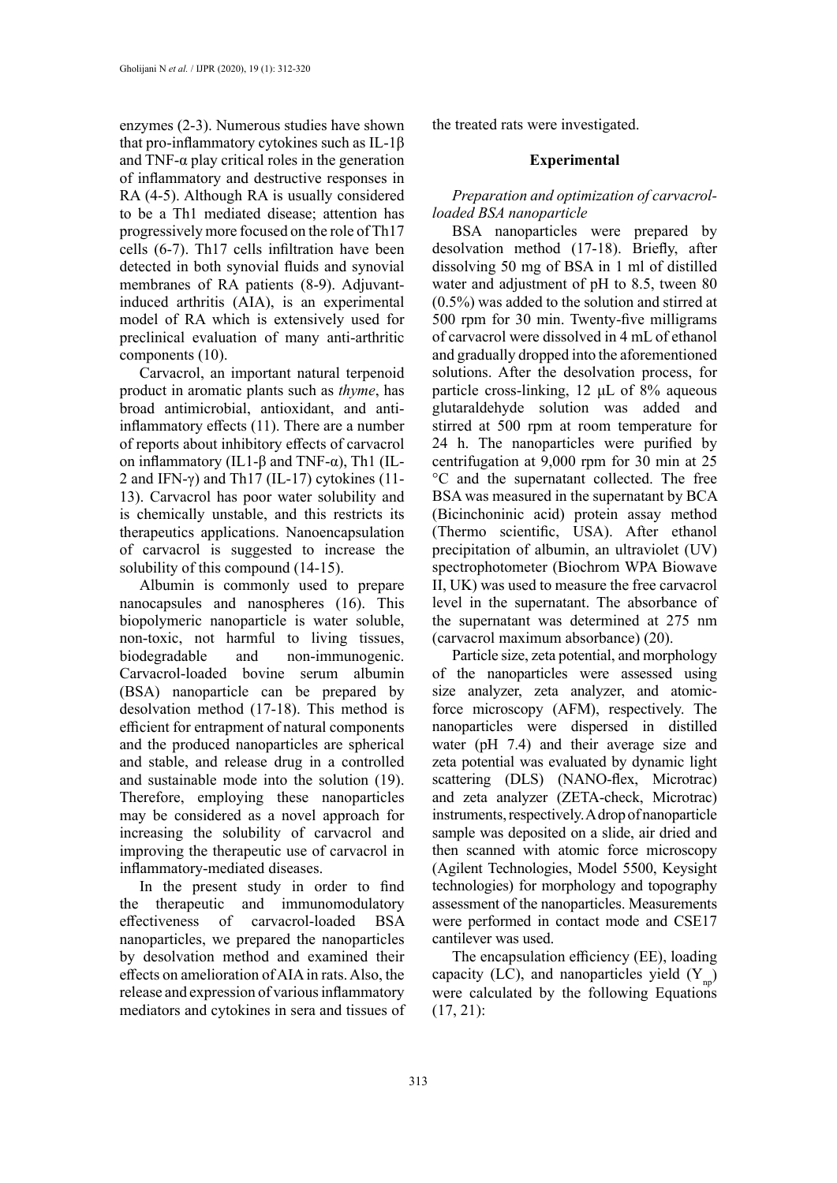enzymes (2-3). Numerous studies have shown that pro-inflammatory cytokines such as IL-1β and TNF-α play critical roles in the generation of inflammatory and destructive responses in RA (4-5). Although RA is usually considered to be a Th1 mediated disease; attention has progressively more focused on the role of Th17 cells (6-7). Th17 cells infiltration have been detected in both synovial fluids and synovial membranes of RA patients (8-9). Adjuvant-induced arthritis (AIA), is an experimental model of RA which is extensively used for preclinical evaluation of many anti-arthritic components (10).

Carvacrol, an important natural terpenoid product in aromatic plants such as *thyme*, has broad antimicrobial, antioxidant, and anti-inflammatory effects (11). There are a number of reports about inhibitory effects of carvacrol on inflammatory (IL1-β and TNF-α), Th1 (IL-2 and IFN-γ) and Th17 (IL-17) cytokines (11-13). Carvacrol has poor water solubility and is chemically unstable, and this restricts its therapeutics applications. Nanoencapsulation of carvacrol is suggested to increase the solubility of this compound (14-15).

Albumin is commonly used to prepare nanocapsules and nanospheres (16). This biopolymeric nanoparticle is water soluble, non-toxic, not harmful to living tissues, biodegradable and non-immunogenic. Carvacrol-loaded bovine serum albumin (BSA) nanoparticle can be prepared by desolvation method (17-18). This method is efficient for entrapment of natural components and the produced nanoparticles are spherical and stable, and release drug in a controlled and sustainable mode into the solution (19). Therefore, employing these nanoparticles may be considered as a novel approach for increasing the solubility of carvacrol and improving the therapeutic use of carvacrol in inflammatory-mediated diseases.

In the present study in order to find the therapeutic and immunomodulatory effectiveness of carvacrol-loaded BSA nanoparticles, we prepared the nanoparticles by desolvation method and examined their effects on amelioration of AIA in rats. Also, the release and expression of various inflammatory mediators and cytokines in sera and tissues of the treated rats were investigated.

## Experimental

### *Preparation and optimization of carvacrol-loaded BSA nanoparticle*

BSA nanoparticles were prepared by desolvation method (17-18). Briefly, after dissolving 50 mg of BSA in 1 ml of distilled water and adjustment of pH to 8.5, tween 80 (0.5%) was added to the solution and stirred at 500 rpm for 30 min. Twenty-five milligrams of carvacrol were dissolved in 4 mL of ethanol and gradually dropped into the aforementioned solutions. After the desolvation process, for particle cross-linking, 12 μL of 8% aqueous glutaraldehyde solution was added and stirred at 500 rpm at room temperature for 24 h. The nanoparticles were purified by centrifugation at 9,000 rpm for 30 min at 25 °C and the supernatant collected. The free BSA was measured in the supernatant by BCA (Bicinchoninic acid) protein assay method (Thermo scientific, USA). After ethanol precipitation of albumin, an ultraviolet (UV) spectrophotometer (Biochrom WPA Biowave II, UK) was used to measure the free carvacrol level in the supernatant. The absorbance of the supernatant was determined at 275 nm (carvacrol maximum absorbance) (20).

Particle size, zeta potential, and morphology of the nanoparticles were assessed using size analyzer, zeta analyzer, and atomic-force microscopy (AFM), respectively. The nanoparticles were dispersed in distilled water (pH 7.4) and their average size and zeta potential was evaluated by dynamic light scattering (DLS) (NANO-flex, Microtrac) and zeta analyzer (ZETA-check, Microtrac) instruments, respectively. A drop of nanoparticle sample was deposited on a slide, air dried and then scanned with atomic force microscopy (Agilent Technologies, Model 5500, Keysight technologies) for morphology and topography assessment of the nanoparticles. Measurements were performed in contact mode and CSE17 cantilever was used.

The encapsulation efficiency (EE), loading capacity (LC), and nanoparticles yield ($Y_{np}$) were calculated by the following Equations (17, 21):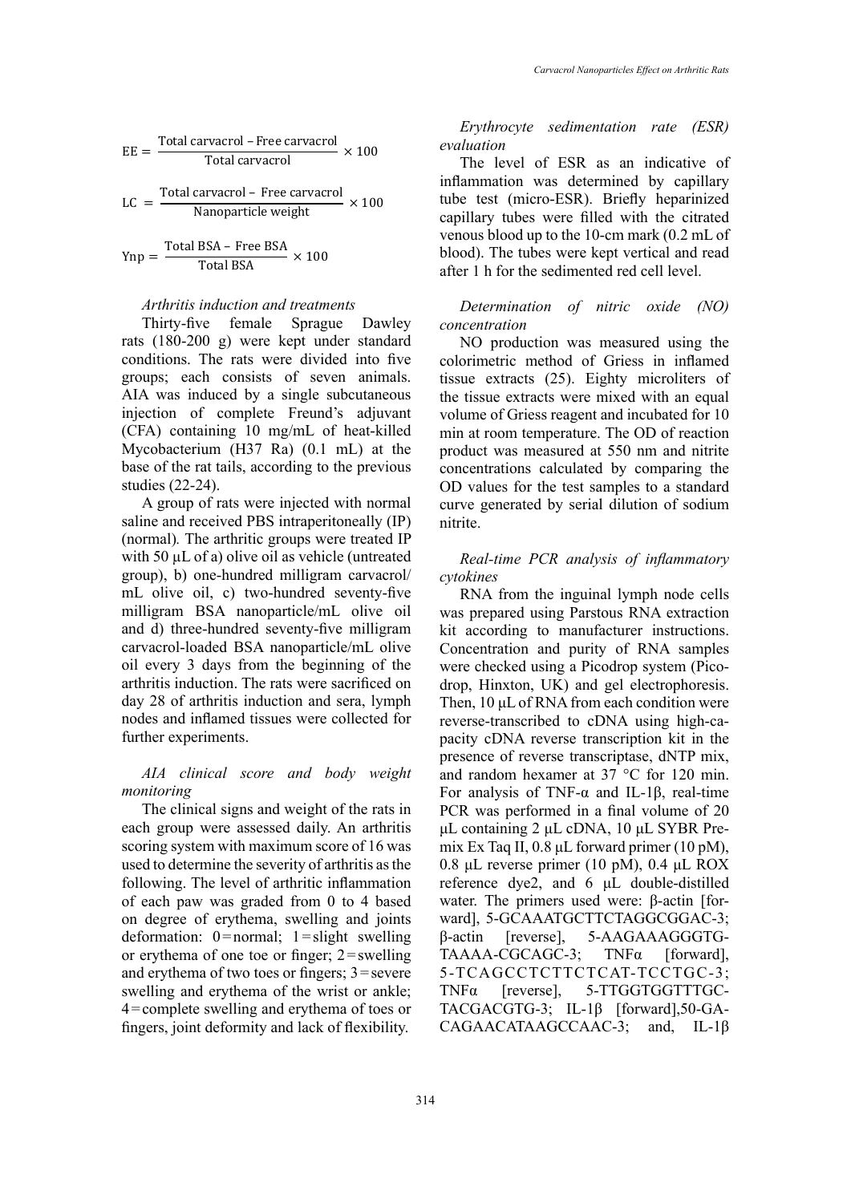$$EE = \frac{\text{Total carvacrol} - \text{Free carvacrol}}{\text{Total carvacrol}} \times 100$$

$$LC = \frac{\text{Total carvacrol} - \text{Free carvacrol}}{\text{Nanoparticle weight}} \times 100$$

$$Ynp = \frac{\text{Total BSA} - \text{Free BSA}}{\text{Total BSA}} \times 100$$

### *Arthritis induction and treatments*

Thirty-five female Sprague Dawley rats (180-200 g) were kept under standard conditions. The rats were divided into five groups; each consists of seven animals. AIA was induced by a single subcutaneous injection of complete Freund's adjuvant (CFA) containing 10 mg/mL of heat-killed Mycobacterium (H37 Ra) (0.1 mL) at the base of the rat tails, according to the previous studies (22-24).

A group of rats were injected with normal saline and received PBS intraperitoneally (IP) (normal). The arthritic groups were treated IP with 50 µL of a) olive oil as vehicle (untreated group), b) one-hundred milligram carvacrol/mL olive oil, c) two-hundred seventy-five milligram BSA nanoparticle/mL olive oil and d) three-hundred seventy-five milligram carvacrol-loaded BSA nanoparticle/mL olive oil every 3 days from the beginning of the arthritis induction. The rats were sacrificed on day 28 of arthritis induction and sera, lymph nodes and inflamed tissues were collected for further experiments.

### *AIA clinical score and body weight monitoring*

The clinical signs and weight of the rats in each group were assessed daily. An arthritis scoring system with maximum score of 16 was used to determine the severity of arthritis as the following. The level of arthritic inflammation of each paw was graded from 0 to 4 based on degree of erythema, swelling and joints deformation: 0 = normal; 1 = slight swelling or erythema of one toe or finger; 2 = swelling and erythema of two toes or fingers; 3 = severe swelling and erythema of the wrist or ankle; 4 = complete swelling and erythema of toes or fingers, joint deformity and lack of flexibility.

### *Erythrocyte sedimentation rate (ESR) evaluation*

The level of ESR as an indicative of inflammation was determined by capillary tube test (micro-ESR). Briefly heparinized capillary tubes were filled with the citrated venous blood up to the 10-cm mark (0.2 mL of blood). The tubes were kept vertical and read after 1 h for the sedimented red cell level.

### *Determination of nitric oxide (NO) concentration*

NO production was measured using the colorimetric method of Griess in inflamed tissue extracts (25). Eighty microliters of the tissue extracts were mixed with an equal volume of Griess reagent and incubated for 10 min at room temperature. The OD of reaction product was measured at 550 nm and nitrite concentrations calculated by comparing the OD values for the test samples to a standard curve generated by serial dilution of sodium nitrite.

### *Real-time PCR analysis of inflammatory cytokines*

RNA from the inguinal lymph node cells was prepared using Parstous RNA extraction kit according to manufacturer instructions. Concentration and purity of RNA samples were checked using a Picodrop system (Picodrop, Hinxton, UK) and gel electrophoresis. Then, 10 µL of RNA from each condition were reverse-transcribed to cDNA using high-capacity cDNA reverse transcription kit in the presence of reverse transcriptase, dNTP mix, and random hexamer at 37 °C for 120 min. For analysis of TNF-α and IL-1β, real-time PCR was performed in a final volume of 20 µL containing 2 µL cDNA, 10 µL SYBR Premix Ex Taq II, 0.8 µL forward primer (10 pM), 0.8 µL reverse primer (10 pM), 0.4 µL ROX reference dye2, and 6 µL double-distilled water. The primers used were: β-actin [forward], 5-GCAAATGCTTCTAGGCGGAC-3; β-actin [reverse], 5-AAGAAAGGGTGTAAAA-CGCAGC-3; TNFα [forward], 5-TCAGCCTCTTCTCAT-TCCTGC-3; TNFα [reverse], 5-TTGGTGGTTTGCTACGACGTG-3; IL-1β [forward],50-GACAGAACATAAGCCAAC-3; and, IL-1β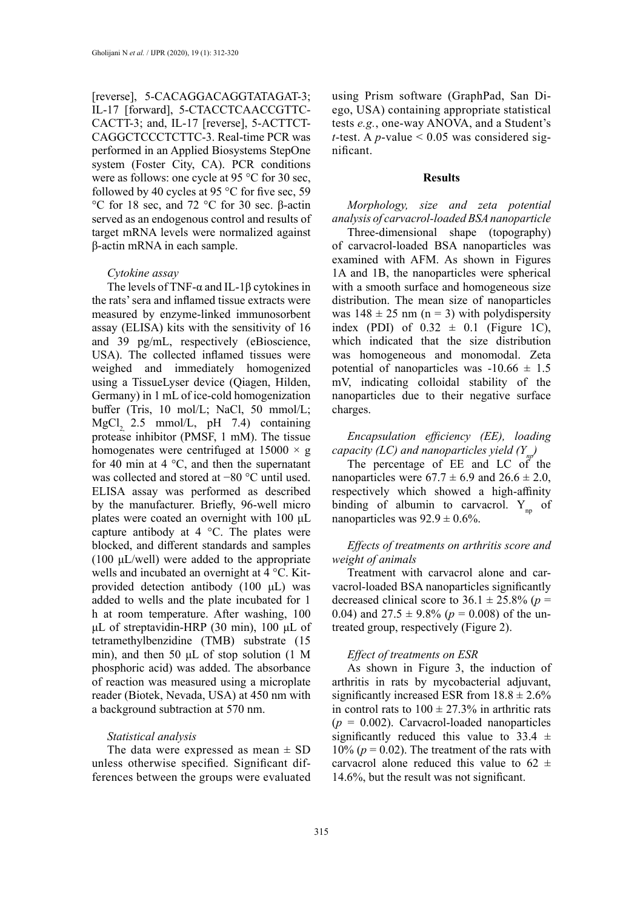[reverse], 5-CACAGGACAGGTATAGAT-3; IL-17 [forward], 5-CTACCTCAACCGTTC-CACTT-3; and, IL-17 [reverse], 5-ACTTCT-CAGGCTCCCTCTTC-3. Real-time PCR was performed in an Applied Biosystems StepOne system (Foster City, CA). PCR conditions were as follows: one cycle at 95 °C for 30 sec, followed by 40 cycles at 95 °C for five sec, 59 °C for 18 sec, and 72 °C for 30 sec. β-actin served as an endogenous control and results of target mRNA levels were normalized against β-actin mRNA in each sample.

### *Cytokine assay*

The levels of TNF-α and IL-1β cytokines in the rats' sera and inflamed tissue extracts were measured by enzyme-linked immunosorbent assay (ELISA) kits with the sensitivity of 16 and 39 pg/mL, respectively (eBioscience, USA). The collected inflamed tissues were weighed and immediately homogenized using a TissueLyser device (Qiagen, Hilden, Germany) in 1 mL of ice-cold homogenization buffer (Tris, 10 mol/L; NaCl, 50 mmol/L; $MgCl_2$, 2.5 mmol/L, pH 7.4) containing protease inhibitor (PMSF, 1 mM). The tissue homogenates were centrifuged at 15000 × g for 40 min at 4 °C, and then the supernatant was collected and stored at −80 °C until used. ELISA assay was performed as described by the manufacturer. Briefly, 96-well micro plates were coated an overnight with 100 µL capture antibody at 4 °C. The plates were blocked, and different standards and samples (100 µL/well) were added to the appropriate wells and incubated an overnight at 4 °C. Kit-provided detection antibody (100 µL) was added to wells and the plate incubated for 1 h at room temperature. After washing, 100 µL of streptavidin-HRP (30 min), 100 µL of tetramethylbenzidine (TMB) substrate (15 min), and then 50 µL of stop solution (1 M phosphoric acid) was added. The absorbance of reaction was measured using a microplate reader (Biotek, Nevada, USA) at 450 nm with a background subtraction at 570 nm.

### *Statistical analysis*

The data were expressed as mean ± SD unless otherwise specified. Significant differences between the groups were evaluated using Prism software (GraphPad, San Diego, USA) containing appropriate statistical tests *e.g.*, one-way ANOVA, and a Student's *t*-test. A $p$-value < 0.05 was considered significant.

## Results

### *Morphology, size and zeta potential analysis of carvacrol-loaded BSA nanoparticle*

Three-dimensional shape (topography) of carvacrol-loaded BSA nanoparticles was examined with AFM. As shown in Figures 1A and 1B, the nanoparticles were spherical with a smooth surface and homogeneous size distribution. The mean size of nanoparticles was 148 ± 25 nm (n = 3) with polydispersity index (PDI) of 0.32 ± 0.1 (Figure 1C), which indicated that the size distribution was homogeneous and monomodal. Zeta potential of nanoparticles was -10.66 ± 1.5 mV, indicating colloidal stability of the nanoparticles due to their negative surface charges.

### *Encapsulation efficiency (EE), loading capacity (LC) and nanoparticles yield ($Y_{np}$)*

The percentage of EE and LC of the nanoparticles were 67.7 ± 6.9 and 26.6 ± 2.0, respectively which showed a high-affinity binding of albumin to carvacrol. $Y_{np}$ of nanoparticles was 92.9 ± 0.6%.

### *Effects of treatments on arthritis score and weight of animals*

Treatment with carvacrol alone and carvacrol-loaded BSA nanoparticles significantly decreased clinical score to 36.1 ± 25.8% ($p$ = 0.04) and 27.5 ± 9.8% ($p$ = 0.008) of the untreated group, respectively (Figure 2).

### *Effect of treatments on ESR*

As shown in Figure 3, the induction of arthritis in rats by mycobacterial adjuvant, significantly increased ESR from 18.8 ± 2.6% in control rats to 100 ± 27.3% in arthritic rats ($p$ = 0.002). Carvacrol-loaded nanoparticles significantly reduced this value to 33.4 ± 10% ($p$ = 0.02). The treatment of the rats with carvacrol alone reduced this value to 62 ± 14.6%, but the result was not significant.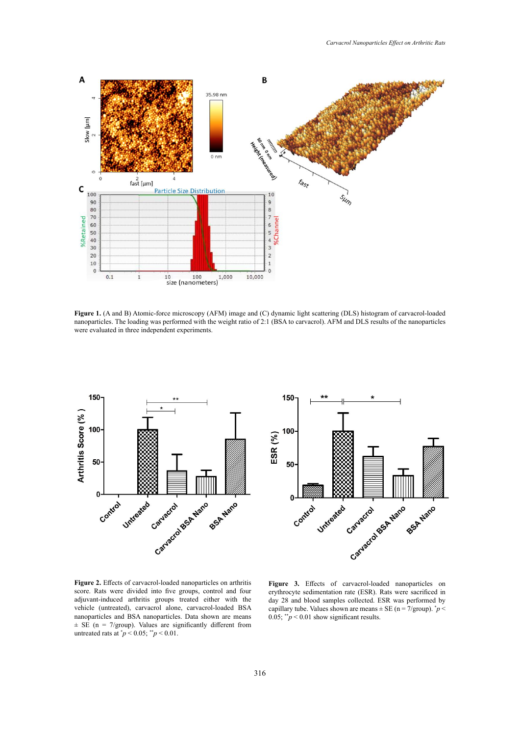**Figure 1.** (A and B) Atomic-force microscopy (AFM) image and (C) dynamic light scattering (DLS) histogram of carvacrol-loaded nanoparticles. The loading was performed with the weight ratio of 2:1 (BSA to carvacrol). AFM and DLS results of the nanoparticles were evaluated in three independent experiments.

**Figure 2.** Effects of carvacrol-loaded nanoparticles on arthritis score. Rats were divided into five groups, control and four adjuvant-induced arthritis groups treated either with the vehicle (untreated), carvacrol alone, carvacrol-loaded BSA nanoparticles and BSA nanoparticles. Data shown are means ± SE (n = 7/group). Values are significantly different from untreated rats at $^{*}p < 0.05$; $^{**}p < 0.01$.

**Figure 3.** Effects of carvacrol-loaded nanoparticles on erythrocyte sedimentation rate (ESR). Rats were sacrificed in day 28 and blood samples collected. ESR was performed by capillary tube. Values shown are means ± SE (n = 7/group). $^{*}p < 0.05$; $^{**}p < 0.01$ show significant results.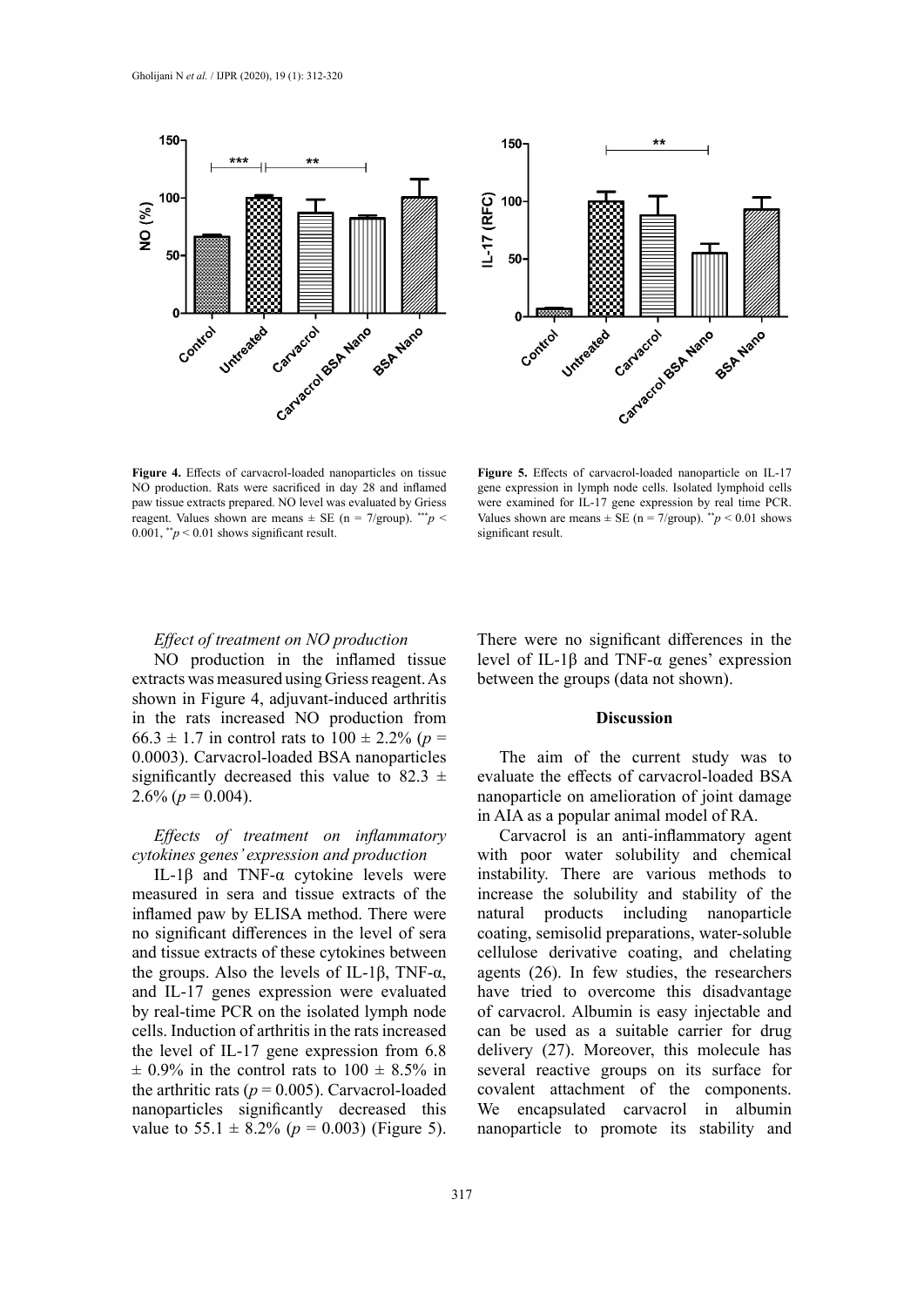**Figure 4.** Effects of carvacrol-loaded nanoparticles on tissue NO production. Rats were sacrificed in day 28 and inflamed paw tissue extracts prepared. NO level was evaluated by Griess reagent. Values shown are means ± SE (n = 7/group). $^{***}p < 0.001$, $^{**}p < 0.01$ shows significant result.

**Figure 5.** Effects of carvacrol-loaded nanoparticle on IL-17 gene expression in lymph node cells. Isolated lymphoid cells were examined for IL-17 gene expression by real time PCR. Values shown are means ± SE (n = 7/group). $^{**}p < 0.01$ shows significant result.

### *Effect of treatment on NO production*

NO production in the inflamed tissue extracts was measured using Griess reagent. As shown in Figure 4, adjuvant-induced arthritis in the rats increased NO production from 66.3 ± 1.7 in control rats to 100 ± 2.2% ($p$ = 0.0003). Carvacrol-loaded BSA nanoparticles significantly decreased this value to 82.3 ± 2.6% ($p$ = 0.004).

### *Effects of treatment on inflammatory cytokines genes' expression and production*

IL-1β and TNF-α cytokine levels were measured in sera and tissue extracts of the inflamed paw by ELISA method. There were no significant differences in the level of sera and tissue extracts of these cytokines between the groups. Also the levels of IL-1β, TNF-α, and IL-17 genes expression were evaluated by real-time PCR on the isolated lymph node cells. Induction of arthritis in the rats increased the level of IL-17 gene expression from 6.8 ± 0.9% in the control rats to 100 ± 8.5% in the arthritic rats ($p$ = 0.005). Carvacrol-loaded nanoparticles significantly decreased this value to 55.1 ± 8.2% ($p$ = 0.003) (Figure 5). There were no significant differences in the level of IL-1β and TNF-α genes' expression between the groups (data not shown).

## Discussion

The aim of the current study was to evaluate the effects of carvacrol-loaded BSA nanoparticle on amelioration of joint damage in AIA as a popular animal model of RA.

Carvacrol is an anti-inflammatory agent with poor water solubility and chemical instability. There are various methods to increase the solubility and stability of the natural products including nanoparticle coating, semisolid preparations, water-soluble cellulose derivative coating, and chelating agents (26). In few studies, the researchers have tried to overcome this disadvantage of carvacrol. Albumin is easy injectable and can be used as a suitable carrier for drug delivery (27). Moreover, this molecule has several reactive groups on its surface for covalent attachment of the components. We encapsulated carvacrol in albumin nanoparticle to promote its stability and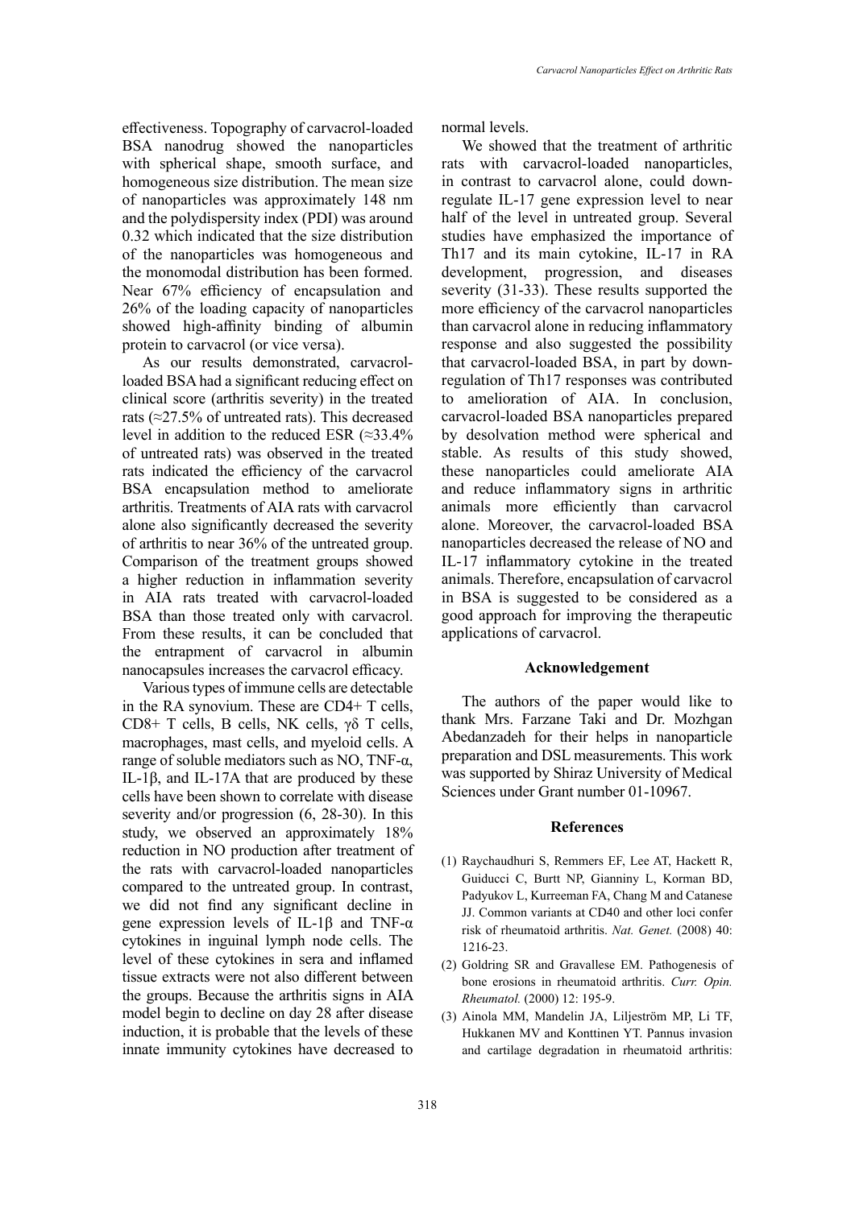effectiveness. Topography of carvacrol-loaded BSA nanodrug showed the nanoparticles with spherical shape, smooth surface, and homogeneous size distribution. The mean size of nanoparticles was approximately 148 nm and the polydispersity index (PDI) was around 0.32 which indicated that the size distribution of the nanoparticles was homogeneous and the monomodal distribution has been formed. Near 67% efficiency of encapsulation and 26% of the loading capacity of nanoparticles showed high-affinity binding of albumin protein to carvacrol (or vice versa).

As our results demonstrated, carvacrol-loaded BSA had a significant reducing effect on clinical score (arthritis severity) in the treated rats (≈27.5% of untreated rats). This decreased level in addition to the reduced ESR (≈33.4% of untreated rats) was observed in the treated rats indicated the efficiency of the carvacrol BSA encapsulation method to ameliorate arthritis. Treatments of AIA rats with carvacrol alone also significantly decreased the severity of arthritis to near 36% of the untreated group. Comparison of the treatment groups showed a higher reduction in inflammation severity in AIA rats treated with carvacrol-loaded BSA than those treated only with carvacrol. From these results, it can be concluded that the entrapment of carvacrol in albumin nanocapsules increases the carvacrol efficacy.

Various types of immune cells are detectable in the RA synovium. These are CD4+ T cells, CD8+ T cells, B cells, NK cells, γδ T cells, macrophages, mast cells, and myeloid cells. A range of soluble mediators such as NO, TNF-α, IL-1β, and IL-17A that are produced by these cells have been shown to correlate with disease severity and/or progression (6, 28-30). In this study, we observed an approximately 18% reduction in NO production after treatment of the rats with carvacrol-loaded nanoparticles compared to the untreated group. In contrast, we did not find any significant decline in gene expression levels of IL-1β and TNF-α cytokines in inguinal lymph node cells. The level of these cytokines in sera and inflamed tissue extracts were not also different between the groups. Because the arthritis signs in AIA model begin to decline on day 28 after disease induction, it is probable that the levels of these innate immunity cytokines have decreased to normal levels.

We showed that the treatment of arthritic rats with carvacrol-loaded nanoparticles, in contrast to carvacrol alone, could down-regulate IL-17 gene expression level to near half of the level in untreated group. Several studies have emphasized the importance of Th17 and its main cytokine, IL-17 in RA development, progression, and diseases severity (31-33). These results supported the more efficiency of the carvacrol nanoparticles than carvacrol alone in reducing inflammatory response and also suggested the possibility that carvacrol-loaded BSA, in part by down-regulation of Th17 responses was contributed to amelioration of AIA. In conclusion, carvacrol-loaded BSA nanoparticles prepared by desolvation method were spherical and stable. As results of this study showed, these nanoparticles could ameliorate AIA and reduce inflammatory signs in arthritic animals more efficiently than carvacrol alone. Moreover, the carvacrol-loaded BSA nanoparticles decreased the release of NO and IL-17 inflammatory cytokine in the treated animals. Therefore, encapsulation of carvacrol in BSA is suggested to be considered as a good approach for improving the therapeutic applications of carvacrol.

## Acknowledgement

The authors of the paper would like to thank Mrs. Farzane Taki and Dr. Mozhgan Abedanzadeh for their helps in nanoparticle preparation and DSL measurements. This work was supported by Shiraz University of Medical Sciences under Grant number 01-10967.

## References

(1) Raychaudhuri S, Remmers EF, Lee AT, Hackett R, Guiducci C, Burtt NP, Gianniny L, Korman BD, Padyukov L, Kurreeman FA, Chang M and Catanese JJ. Common variants at CD40 and other loci confer risk of rheumatoid arthritis. *Nat. Genet.* (2008) 40: 1216-23.

(2) Goldring SR and Gravallese EM. Pathogenesis of bone erosions in rheumatoid arthritis. *Curr. Opin. Rheumatol.* (2000) 12: 195-9.

(3) Ainola MM, Mandelin JA, Liljeström MP, Li TF, Hukkanen MV and Konttinen YT. Pannus invasion and cartilage degradation in rheumatoid arthritis: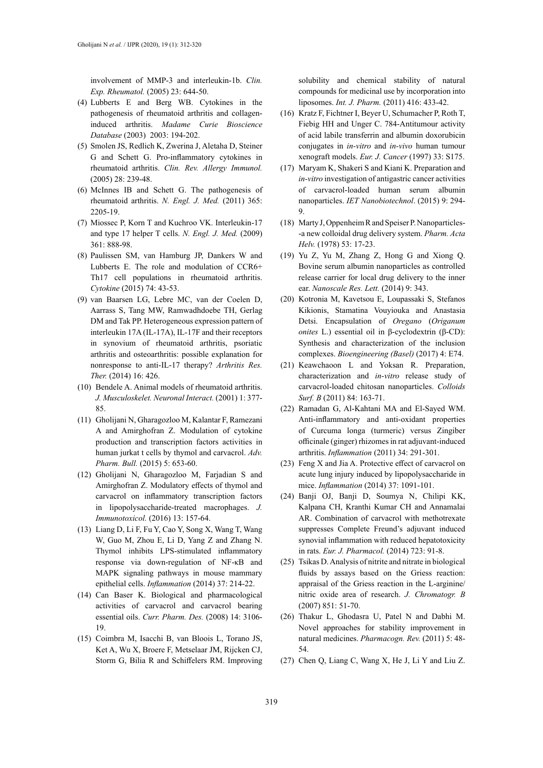involvement of MMP-3 and interleukin-1b. *Clin. Exp. Rheumatol.* (2005) 23: 644-50.

(4) Lubberts E and Berg WB. Cytokines in the pathogenesis of rheumatoid arthritis and collagen-induced arthritis. *Madame Curie Bioscience Database* (2003) 2003: 194-202.

(5) Smolen JS, Redlich K, Zwerina J, Aletaha D, Steiner G and Schett G. Pro-inflammatory cytokines in rheumatoid arthritis. *Clin. Rev. Allergy Immunol.* (2005) 28: 239-48.

(6) McInnes IB and Schett G. The pathogenesis of rheumatoid arthritis. *N. Engl. J. Med.* (2011) 365: 2205-19.

(7) Miossec P, Korn T and Kuchroo VK. Interleukin-17 and type 17 helper T cells. *N. Engl. J. Med.* (2009) 361: 888-98.

(8) Paulissen SM, van Hamburg JP, Dankers W and Lubberts E. The role and modulation of CCR6+ Th17 cell populations in rheumatoid arthritis. *Cytokine* (2015) 74: 43-53.

(9) van Baarsen LG, Lebre MC, van der Coelen D, Aarrass S, Tang MW, Ramwadhdoebe TH, Gerlag DM and Tak PP. Heterogeneous expression pattern of interleukin 17A (IL-17A), IL-17F and their receptors in synovium of rheumatoid arthritis, psoriatic arthritis and osteoarthritis: possible explanation for nonresponse to anti-IL-17 therapy? *Arthritis Res. Ther.* (2014) 16: 426.

(10) Bendele A. Animal models of rheumatoid arthritis. *J. Musculoskelet. Neuronal Interact.* (2001) 1: 377-85.

(11) Gholijani N, Gharagozloo M, Kalantar F, Ramezani A and Amirghofran Z. Modulation of cytokine production and transcription factors activities in human jurkat t cells by thymol and carvacrol. *Adv. Pharm. Bull.* (2015) 5: 653-60.

(12) Gholijani N, Gharagozloo M, Farjadian S and Amirghofran Z. Modulatory effects of thymol and carvacrol on inflammatory transcription factors in lipopolysaccharide-treated macrophages. *J. Immunotoxicol.* (2016) 13: 157-64.

(13) Liang D, Li F, Fu Y, Cao Y, Song X, Wang T, Wang W, Guo M, Zhou E, Li D, Yang Z and Zhang N. Thymol inhibits LPS-stimulated inflammatory response via down-regulation of NF-κB and MAPK signaling pathways in mouse mammary epithelial cells. *Inflammation* (2014) 37: 214-22.

(14) Can Baser K. Biological and pharmacological activities of carvacrol and carvacrol bearing essential oils. *Curr. Pharm. Des.* (2008) 14: 3106-19.

(15) Coimbra M, Isacchi B, van Bloois L, Torano JS, Ket A, Wu X, Broere F, Metselaar JM, Rijcken CJ, Storm G, Bilia R and Schiffelers RM. Improving solubility and chemical stability of natural compounds for medicinal use by incorporation into liposomes. *Int. J. Pharm.* (2011) 416: 433-42.

(16) Kratz F, Fichtner I, Beyer U, Schumacher P, Roth T, Fiebig HH and Unger C. 784-Antitumour activity of acid labile transferrin and albumin doxorubicin conjugates in *in-vitro* and *in-vivo* human tumour xenograft models. *Eur. J. Cancer* (1997) 33: S175.

(17) Maryam K, Shakeri S and Kiani K. Preparation and *in-vitro* investigation of antigastric cancer activities of carvacrol-loaded human serum albumin nanoparticles. *IET Nanobiotechnol*. (2015) 9: 294-9.

(18) Marty J, Oppenheim R and Speiser P. Nanoparticles--a new colloidal drug delivery system. *Pharm. Acta Helv.* (1978) 53: 17-23.

(19) Yu Z, Yu M, Zhang Z, Hong G and Xiong Q. Bovine serum albumin nanoparticles as controlled release carrier for local drug delivery to the inner ear. *Nanoscale Res. Lett.* (2014) 9: 343.

(20) Kotronia M, Kavetsou E, Loupassaki S, Stefanos Kikionis, Stamatina Vouyiouka and Anastasia Detsi. Encapsulation of *Oregano* (*Origanum onites* L.) essential oil in β-cyclodextrin (β-CD): Synthesis and characterization of the inclusion complexes. *Bioengineering (Basel)* (2017) 4: E74.

(21) Keawchaoon L and Yoksan R. Preparation, characterization and *in-vitro* release study of carvacrol-loaded chitosan nanoparticles. *Colloids Surf. B* (2011) 84: 163-71.

(22) Ramadan G, Al-Kahtani MA and El-Sayed WM. Anti-inflammatory and anti-oxidant properties of Curcuma longa (turmeric) versus Zingiber officinale (ginger) rhizomes in rat adjuvant-induced arthritis. *Inflammation* (2011) 34: 291-301.

(23) Feng X and Jia A. Protective effect of carvacrol on acute lung injury induced by lipopolysaccharide in mice. *Inflammation* (2014) 37: 1091-101.

(24) Banji OJ, Banji D, Soumya N, Chilipi KK, Kalpana CH, Kranthi Kumar CH and Annamalai AR. Combination of carvacrol with methotrexate suppresses Complete Freund's adjuvant induced synovial inflammation with reduced hepatotoxicity in rats. *Eur. J. Pharmacol.* (2014) 723: 91-8.

(25) Tsikas D. Analysis of nitrite and nitrate in biological fluids by assays based on the Griess reaction: appraisal of the Griess reaction in the L-arginine/nitric oxide area of research. *J. Chromatogr. B* (2007) 851: 51-70.

(26) Thakur L, Ghodasra U, Patel N and Dabhi M. Novel approaches for stability improvement in natural medicines. *Pharmacogn. Rev.* (2011) 5: 48-54.

(27) Chen Q, Liang C, Wang X, He J, Li Y and Liu Z.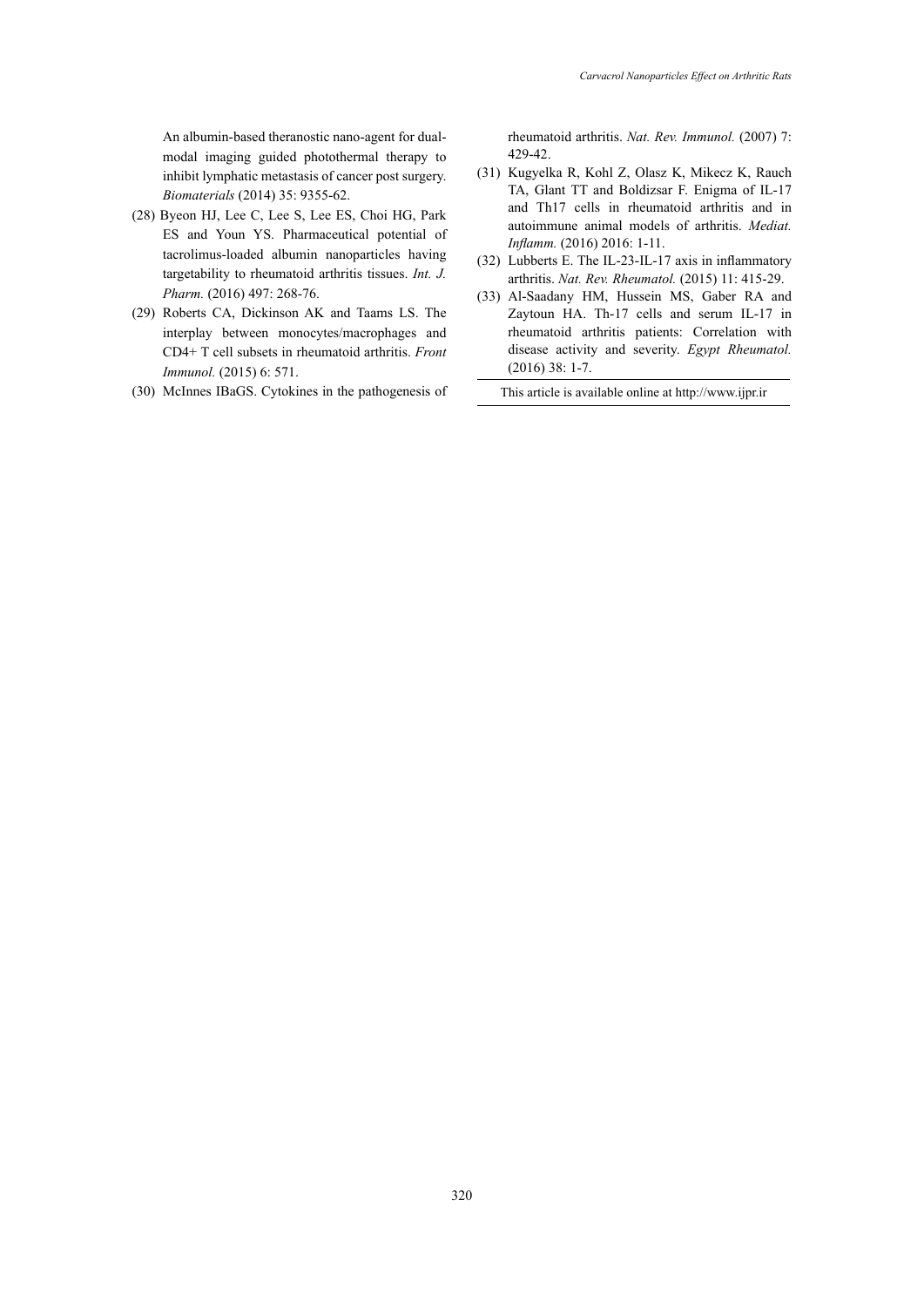An albumin-based theranostic nano-agent for dual-modal imaging guided photothermal therapy to inhibit lymphatic metastasis of cancer post surgery. *Biomaterials* (2014) 35: 9355-62.

(28) Byeon HJ, Lee C, Lee S, Lee ES, Choi HG, Park ES and Youn YS. Pharmaceutical potential of tacrolimus-loaded albumin nanoparticles having targetability to rheumatoid arthritis tissues. *Int. J. Pharm.* (2016) 497: 268-76.

(29) Roberts CA, Dickinson AK and Taams LS. The interplay between monocytes/macrophages and CD4+ T cell subsets in rheumatoid arthritis. *Front Immunol.* (2015) 6: 571.

(30) McInnes IBaGS. Cytokines in the pathogenesis of rheumatoid arthritis. *Nat. Rev. Immunol.* (2007) 7: 429-42.

(31) Kugyelka R, Kohl Z, Olasz K, Mikecz K, Rauch TA, Glant TT and Boldizsar F. Enigma of IL-17 and Th17 cells in rheumatoid arthritis and in autoimmune animal models of arthritis. *Mediat. Inflamm.* (2016) 2016: 1-11.

(32) Lubberts E. The IL-23-IL-17 axis in inflammatory arthritis. *Nat. Rev. Rheumatol.* (2015) 11: 415-29.

(33) Al-Saadany HM, Hussein MS, Gaber RA and Zaytoun HA. Th-17 cells and serum IL-17 in rheumatoid arthritis patients: Correlation with disease activity and severity. *Egypt Rheumatol.* (2016) 38: 1-7.

This article is available online at http://www.ijpr.ir